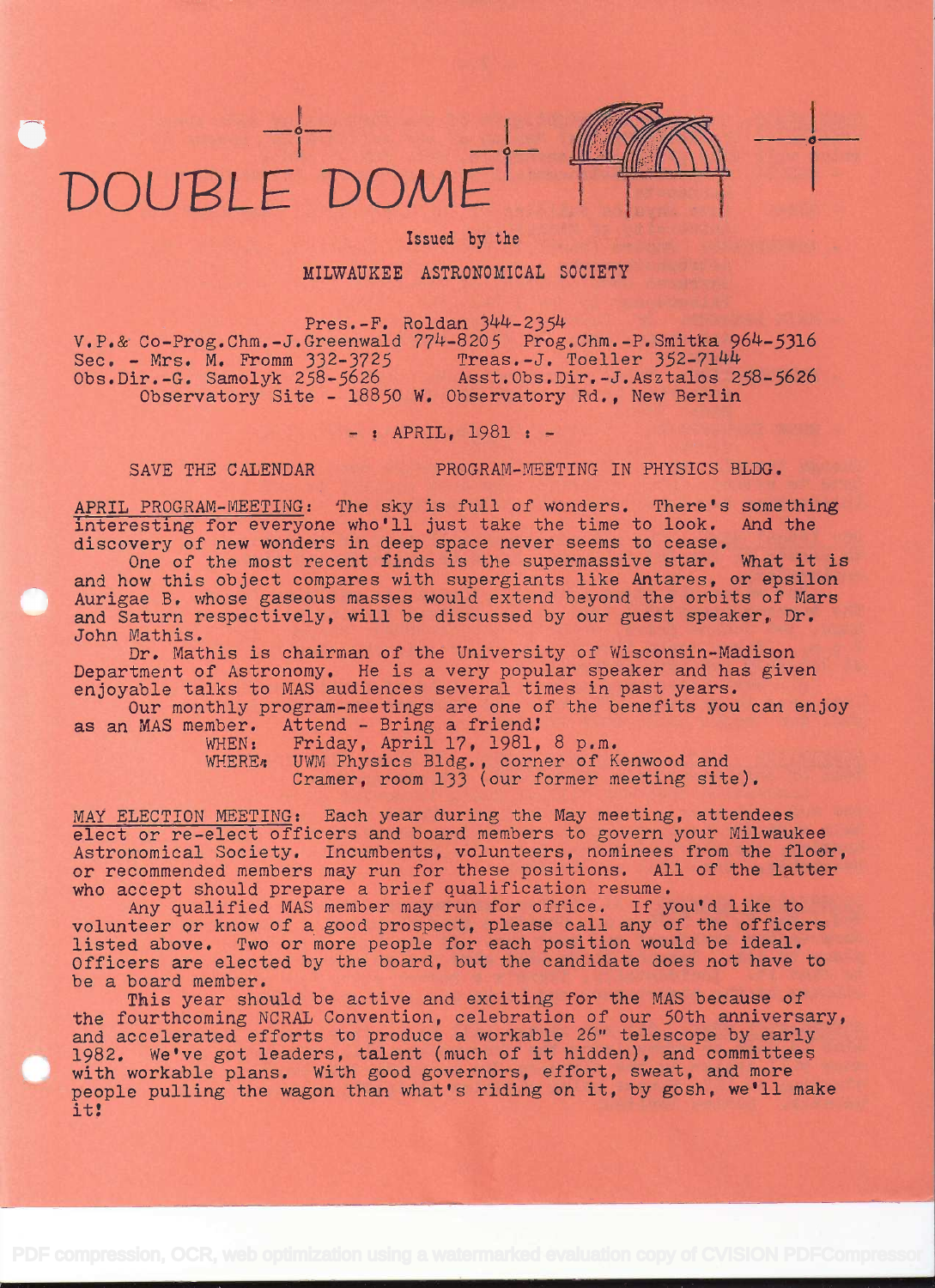# DOUBLE DOME

Issued by the

MILWAUKEE ASTRONOMICAL SOCIETY

Pres.-F. Roldan 344-2354
V.P.& Co-Prog.Chm.-J.Greenwald 774-8205 Prog.Chm.-P.Smitka 964-5316
Sec. - Mrs. M. Fromm 332-3725 Treas.-J. Toeller 352-7144
Obs.Dir.-G. Samolyk 258-5626 Asst.Obs.Dir.-J.Asztalos 258-5626
Observatory Site - 18850 W. Observatory Rd., New Berlin

- : APRIL, 1981 : -

SAVE THE CALENDAR PROGRAM-MEETING IN PHYSICS BLDG.

APRIL PROGRAM-MEETING: The sky is full of wonders. There's something interesting for everyone who'll just take the time to look. And the discovery of new wonders in deep space never seems to cease.

One of the most recent finds is the supermassive star. What it is and how this object compares with supergiants like Antares, or epsilon Aurigae B, whose gaseous masses would extend beyond the orbits of Mars and Saturn respectively, will be discussed by our guest speaker, Dr. John Mathis.

Dr. Mathis is chairman of the University of Wisconsin-Madison Department of Astronomy. He is a very popular speaker and has given enjoyable talks to MAS audiences several times in past years.

Our monthly program-meetings are one of the benefits you can enjoy as an MAS member. Attend - Bring a friend!

WHEN: Friday, April 17, 1981, 8 p.m.
WHERE: UWM Physics Bldg., corner of Kenwood and Cramer, room 133 (our former meeting site).

MAY ELECTION MEETING: Each year during the May meeting, attendees elect or re-elect officers and board members to govern your Milwaukee Astronomical Society. Incumbents, volunteers, nominees from the floor, or recommended members may run for these positions. All of the latter who accept should prepare a brief qualification resume.

Any qualified MAS member may run for office. If you'd like to volunteer or know of a good prospect, please call any of the officers listed above. Two or more people for each position would be ideal. Officers are elected by the board, but the candidate does not have to be a board member.

This year should be active and exciting for the MAS because of the fourthcoming NCRAL Convention, celebration of our 50th anniversary, and accelerated efforts to produce a workable 26" telescope by early 1982. We've got leaders, talent (much of it hidden), and committees with workable plans. With good governors, effort, sweat, and more people pulling the wagon than what's riding on it, by gosh, we'll make it!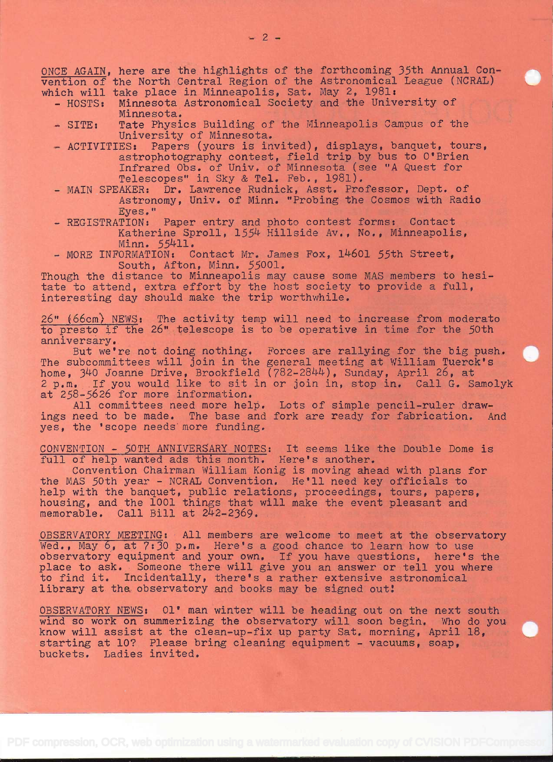ONCE AGAIN, here are the highlights of the forthcoming 35th Annual Convention of the North Central Region of the Astronomical League (NCRAL) which will take place in Minneapolis, Sat. May 2, 1981:

- HOSTS: Minnesota Astronomical Society and the University of Minnesota.
- SITE: Tate Physics Building of the Minneapolis Campus of the University of Minnesota.
- ACTIVITIES: Papers (yours is invited), displays, banquet, tours, astrophotography contest, field trip by bus to O'Brien Infrared Obs. of Univ. of Minnesota (see "A Quest for Telescopes" in Sky & Tel. Feb., 1981).
- MAIN SPEAKER: Dr. Lawrence Rudnick, Asst. Professor, Dept. of Astronomy, Univ. of Minn. "Probing the Cosmos with Radio Eyes."
- REGISTRATION: Paper entry and photo contest forms: Contact Katherine Sproll, 1554 Hillside Av., No., Minneapolis, Minn. 55411.
- MORE INFORMATION: Contact Mr. James Fox, 14601 55th Street, South, Afton, Minn. 55001.

Though the distance to Minneapolis may cause some MAS members to hesitate to attend, extra effort by the host society to provide a full, interesting day should make the trip worthwhile.

26" (66cm) NEWS: The activity temp will need to increase from moderato to presto if the 26" telescope is to be operative in time for the 50th anniversary.

But we're not doing nothing. Forces are rallying for the big push. The subcommittees will join in the general meeting at William Tuerck's home, 340 Joanne Drive, Brookfield (782-2844), Sunday, April 26, at 2 p.m. If you would like to sit in or join in, stop in. Call G. Samolyk at 258-5626 for more information.

All committees need more help. Lots of simple pencil-ruler drawings need to be made. The base and fork are ready for fabrication. And yes, the 'scope needs more funding.

CONVENTION - 50TH ANNIVERSARY NOTES: It seems like the Double Dome is full of help wanted ads this month. Here's another.

Convention Chairman William Konig is moving ahead with plans for the MAS 50th year - NCRAL Convention. He'll need key officials to help with the banquet, public relations, proceedings, tours, papers, housing, and the 1001 things that will make the event pleasant and memorable. Call Bill at 242-2369.

OBSERVATORY MEETING: All members are welcome to meet at the observatory Wed., May 6, at 7:30 p.m. Here's a good chance to learn how to use observatory equipment and your own. If you have questions, here's the place to ask. Someone there will give you an answer or tell you where to find it. Incidentally, there's a rather extensive astronomical library at the observatory and books may be signed out!

OBSERVATORY NEWS: Ol' man winter will be heading out on the next south wind so work on summerizing the observatory will soon begin. Who do you know will assist at the clean-up-fix up party Sat. morning, April 18, starting at 10? Please bring cleaning equipment - vacuums, soap, buckets. Ladies invited.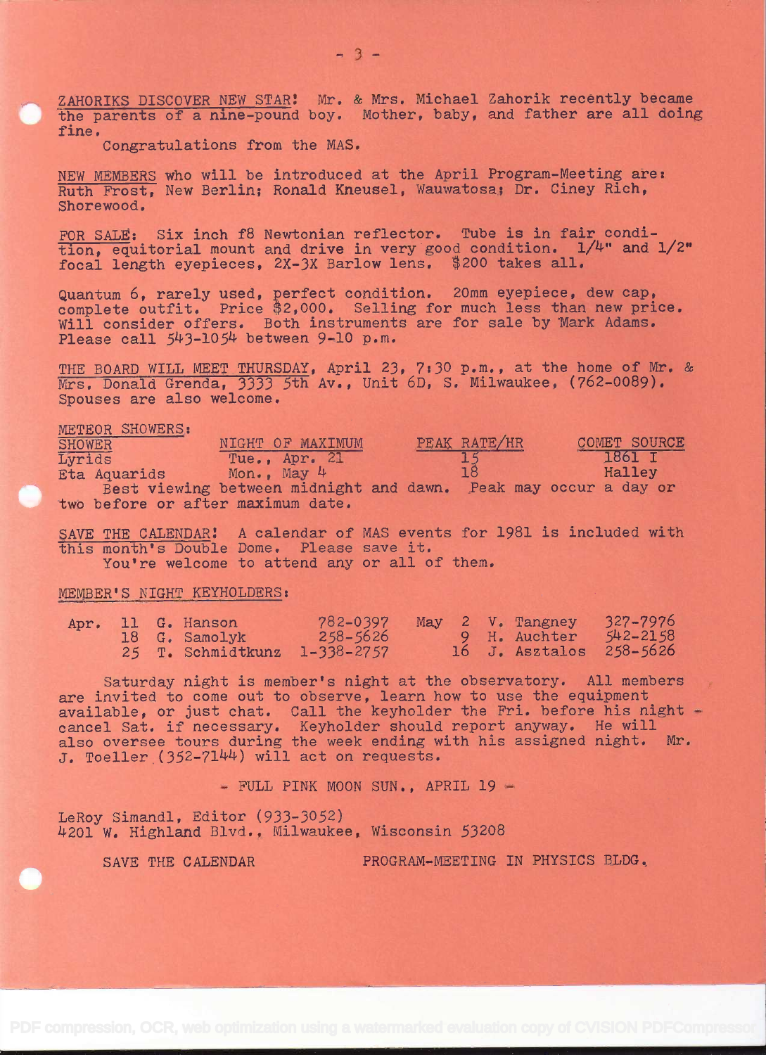ZAHORIKS DISCOVER NEW STAR! Mr. & Mrs. Michael Zahorik recently became the parents of a nine-pound boy. Mother, baby, and father are all doing fine.

Congratulations from the MAS.

NEW MEMBERS who will be introduced at the April Program-Meeting are: Ruth Frost, New Berlin; Ronald Kneusel, Wauwatosa; Dr. Ciney Rich, Shorewood.

FOR SALE: Six inch f8 Newtonian reflector. Tube is in fair condition, equitorial mount and drive in very good condition. 1/4" and 1/2" focal length eyepieces, 2X-3X Barlow lens. $200 takes all.

Quantum 6, rarely used, perfect condition. 20mm eyepiece, dew cap, complete outfit. Price $2,000. Selling for much less than new price. Will consider offers. Both instruments are for sale by Mark Adams. Please call 543-1054 between 9-10 p.m.

THE BOARD WILL MEET THURSDAY, April 23, 7:30 p.m., at the home of Mr. & Mrs. Donald Grenda, 3333 5th Av., Unit 6D, S. Milwaukee, (762-0089). Spouses are also welcome.

METEOR SHOWERS:

| SHOWER | NIGHT OF MAXIMUM | PEAK RATE/HR | COMET SOURCE |
|---|---|---|---|
| Lyrids | Tue., Apr. 21 | 15 | 1861 I |
| Eta Aquarids | Mon., May 4 | 18 | Halley |

Best viewing between midnight and dawn. Peak may occur a day or two before or after maximum date.

SAVE THE CALENDAR! A calendar of MAS events for 1981 is included with this month's Double Dome. Please save it.

You're welcome to attend any or all of them.

MEMBER'S NIGHT KEYHOLDERS:

| | | | | | | | |
|---|---|---|---|---|---|---|---|
| Apr. | 11 | G. Hanson | 782-0397 | May | 2 | V. Tangney | 327-7976 |
| | 18 | G. Samolyk | 258-5626 | | 9 | H. Auchter | 542-2158 |
| | 25 | T. Schmidtkunz | 1-338-2757 | | 16 | J. Asztalos | 258-5626 |

Saturday night is member's night at the observatory. All members are invited to come out to observe, learn how to use the equipment available, or just chat. Call the keyholder the Fri. before his night - cancel Sat. if necessary. Keyholder should report anyway. He will also oversee tours during the week ending with his assigned night. Mr. J. Toeller (352-7144) will act on requests.

- FULL PINK MOON SUN., APRIL 19 -

LeRoy Simandl, Editor (933-3052)
4201 W. Highland Blvd., Milwaukee, Wisconsin 53208

SAVE THE CALENDAR PROGRAM-MEETING IN PHYSICS BLDG.